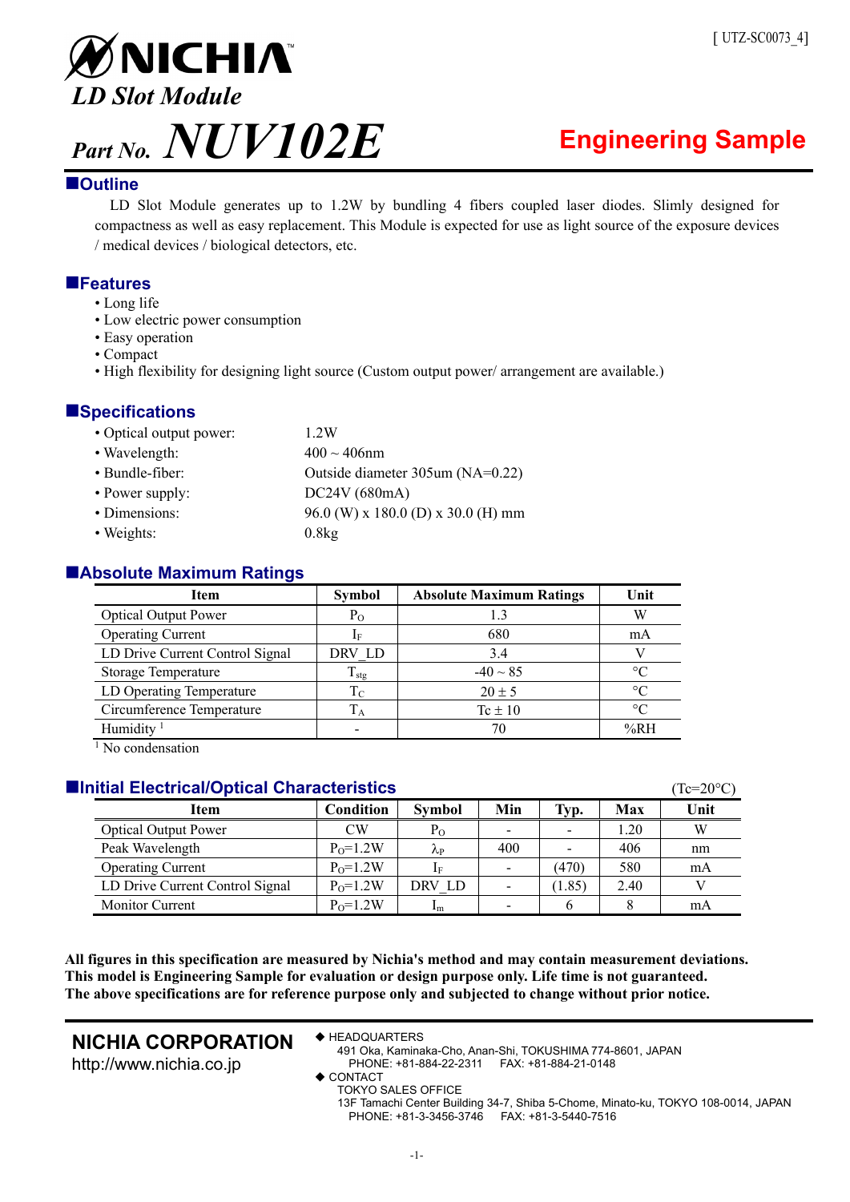[ UTZ-SC0073_4]

# NICHIA

*LD Slot Module*

# *Part No. NUV102E*

**Engineering Sample**

## ■Outline

LD Slot Module generates up to 1.2W by bundling 4 fibers coupled laser diodes. Slimly designed for compactness as well as easy replacement. This Module is expected for use as light source of the exposure devices / medical devices / biological detectors, etc.

## ■Features

- Long life
- Low electric power consumption
- Easy operation
- Compact
- High flexibility for designing light source (Custom output power/ arrangement are available.)

## ■Specifications

- Optical output power: 1.2W
- Wavelength: 400 ~ 406nm
- Bundle-fiber: Outside diameter 305um (NA=0.22)
- Power supply: DC24V (680mA)
- Dimensions: 96.0 (W) x 180.0 (D) x 30.0 (H) mm
- Weights: 0.8kg

## ■Absolute Maximum Ratings

| Item | Symbol | Absolute Maximum Ratings | Unit |
|---|---|---|---|
| Optical Output Power | $P_O$ | 1.3 | W |
| Operating Current | $I_F$ | 680 | mA |
| LD Drive Current Control Signal | DRV_LD | 3.4 | V |
| Storage Temperature | $T_{stg}$ | -40 ~ 85 | °C |
| LD Operating Temperature | $T_C$ | 20 ± 5 | °C |
| Circumference Temperature | $T_A$ | Tc ± 10 | °C |
| Humidity [1] | - | 70 | %RH |

[1] No condensation

## ■Initial Electrical/Optical Characteristics

(Tc=20°C)

| Item | Condition | Symbol | Min | Typ. | Max | Unit |
|---|---|---|---|---|---|---|
| Optical Output Power | CW | $P_O$ | - | - | 1.20 | W |
| Peak Wavelength | $P_O$=1.2W | $\lambda_P$ | 400 | - | 406 | nm |
| Operating Current | $P_O$=1.2W | $I_F$ | - | (470) | 580 | mA |
| LD Drive Current Control Signal | $P_O$=1.2W | DRV_LD | - | (1.85) | 2.40 | V |
| Monitor Current | $P_O$=1.2W | $I_m$ | - | 6 | 8 | mA |

**All figures in this specification are measured by Nichia's method and may contain measurement deviations.**
**This model is Engineering Sample for evaluation or design purpose only. Life time is not guaranteed.**
**The above specifications are for reference purpose only and subjected to change without prior notice.**

**NICHIA CORPORATION**
http://www.nichia.co.jp

◆ HEADQUARTERS
491 Oka, Kaminaka-Cho, Anan-Shi, TOKUSHIMA 774-8601, JAPAN
PHONE: +81-884-22-2311 FAX: +81-884-21-0148

◆ CONTACT
TOKYO SALES OFFICE
13F Tamachi Center Building 34-7, Shiba 5-Chome, Minato-ku, TOKYO 108-0014, JAPAN
PHONE: +81-3-3456-3746 FAX: +81-3-5440-7516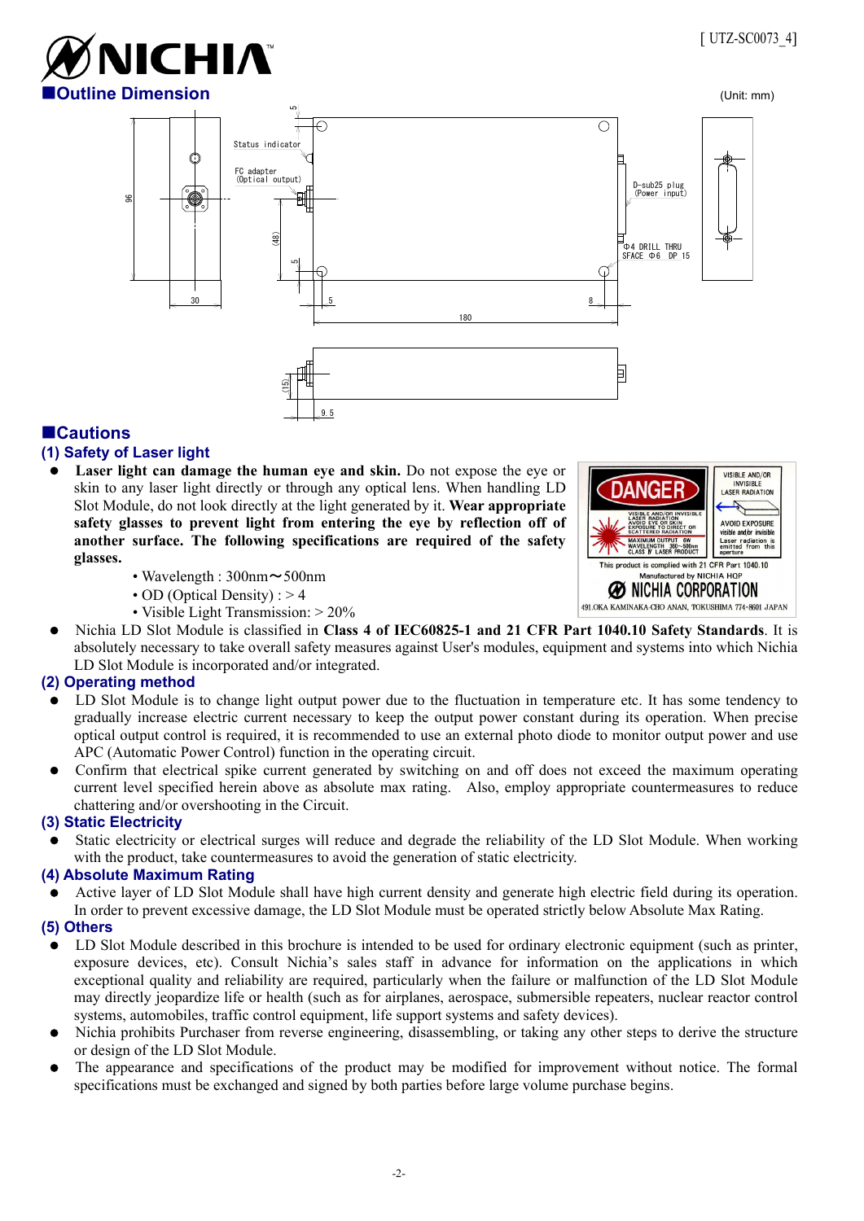## ■Outline Dimension

(Unit: mm)

Status indicator

FC adapter (Optical output)

D-sub25 plug (Power input)

Φ4 DRILL THRU SFACE Φ6 DP 15

96

30

5

(48)

5

5

180

8

(15)

9.5

## ■Cautions

### (1) Safety of Laser light

- **Laser light can damage the human eye and skin.** Do not expose the eye or skin to any laser light directly or through any optical lens. When handling LD Slot Module, do not look directly at the light generated by it. **Wear appropriate safety glasses to prevent light from entering the eye by reflection off of another surface. The following specifications are required of the safety glasses.**
  - Wavelength : 300nm〜500nm
  - OD (Optical Density) : > 4
  - Visible Light Transmission: > 20%

DANGER

VISIBLE AND/OR INVISIBLE LASER RADIATION AVOID EYE OR SKIN EXPOSURE TO DIRECT OR SCATTERED RADIATION

MAXIMUM OUTPUT 6W WAVELENGTH 380〜500nm CLASS Ⅳ LASER PRODUCT

VISIBLE AND/OR INVISIBLE LASER RADIATION

AVOID EXPOSURE visible and/or invisible Laser radiation is emitted from this aperture

This product is complied with 21 CFR Part 1040.10

Manufactured by NICHIA HQP

NICHIA CORPORATION

491 OKA KAMINAKA-CHO ANAN, TOKUSHIMA 774-8601 JAPAN

- Nichia LD Slot Module is classified in **Class 4 of IEC60825-1 and 21 CFR Part 1040.10 Safety Standards**. It is absolutely necessary to take overall safety measures against User's modules, equipment and systems into which Nichia LD Slot Module is incorporated and/or integrated.

### (2) Operating method

- LD Slot Module is to change light output power due to the fluctuation in temperature etc. It has some tendency to gradually increase electric current necessary to keep the output power constant during its operation. When precise optical output control is required, it is recommended to use an external photo diode to monitor output power and use APC (Automatic Power Control) function in the operating circuit.
- Confirm that electrical spike current generated by switching on and off does not exceed the maximum operating current level specified herein above as absolute max rating. Also, employ appropriate countermeasures to reduce chattering and/or overshooting in the Circuit.

### (3) Static Electricity

- Static electricity or electrical surges will reduce and degrade the reliability of the LD Slot Module. When working with the product, take countermeasures to avoid the generation of static electricity.

### (4) Absolute Maximum Rating

- Active layer of LD Slot Module shall have high current density and generate high electric field during its operation. In order to prevent excessive damage, the LD Slot Module must be operated strictly below Absolute Max Rating.

### (5) Others

- LD Slot Module described in this brochure is intended to be used for ordinary electronic equipment (such as printer, exposure devices, etc). Consult Nichia's sales staff in advance for information on the applications in which exceptional quality and reliability are required, particularly when the failure or malfunction of the LD Slot Module may directly jeopardize life or health (such as for airplanes, aerospace, submersible repeaters, nuclear reactor control systems, automobiles, traffic control equipment, life support systems and safety devices).
- Nichia prohibits Purchaser from reverse engineering, disassembling, or taking any other steps to derive the structure or design of the LD Slot Module.
- The appearance and specifications of the product may be modified for improvement without notice. The formal specifications must be exchanged and signed by both parties before large volume purchase begins.